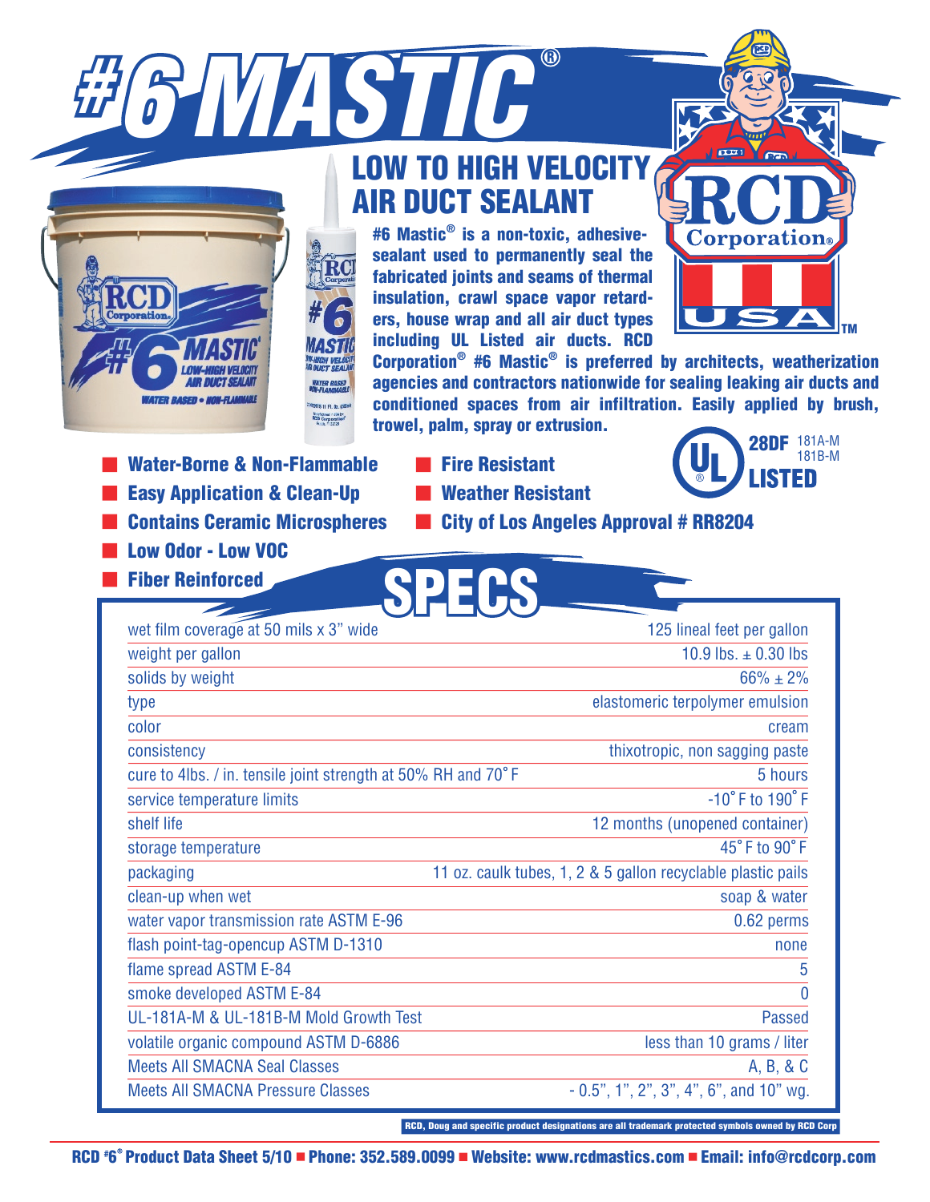# #6 MASTIC®

## LOW TO HIGH VELOCITY AIR DUCT SEALANT

**#6 Mastic® is a non-toxic, adhesive-sealant used to permanently seal the fabricated joints and seams of thermal insulation, crawl space vapor retarders, house wrap and all air duct types including UL Listed air ducts. RCD Corporation® #6 Mastic® is preferred by architects, weatherization agencies and contractors nationwide for sealing leaking air ducts and conditioned spaces from air infiltration. Easily applied by brush, trowel, palm, spray or extrusion.**

UL 28DF 181A-M 181B-M LISTED

- **Water-Borne & Non-Flammable**
- **Easy Application & Clean-Up**
- **Contains Ceramic Microspheres**
- **Low Odor - Low VOC**
- **Fiber Reinforced**
- **Fire Resistant**
- **Weather Resistant**
- **City of Los Angeles Approval # RR8204**

## SPECS

| | |
|---|---|
| wet film coverage at 50 mils x 3" wide | 125 lineal feet per gallon |
| weight per gallon | 10.9 lbs. ± 0.30 lbs |
| solids by weight | 66% ± 2% |
| type | elastomeric terpolymer emulsion |
| color | cream |
| consistency | thixotropic, non sagging paste |
| cure to 4lbs. / in. tensile joint strength at 50% RH and 70˚ F | 5 hours |
| service temperature limits | -10˚ F to 190˚ F |
| shelf life | 12 months (unopened container) |
| storage temperature | 45˚ F to 90˚ F |
| packaging | 11 oz. caulk tubes, 1, 2 & 5 gallon recyclable plastic pails |
| clean-up when wet | soap & water |
| water vapor transmission rate ASTM E-96 | 0.62 perms |
| flash point-tag-opencup ASTM D-1310 | none |
| flame spread ASTM E-84 | 5 |
| smoke developed ASTM E-84 | 0 |
| UL-181A-M & UL-181B-M Mold Growth Test | Passed |
| volatile organic compound ASTM D-6886 | less than 10 grams / liter |
| Meets All SMACNA Seal Classes | A, B, & C |
| Meets All SMACNA Pressure Classes | - 0.5", 1", 2", 3", 4", 6", and 10" wg. |

RCD, Doug and specific product designations are all trademark protected symbols owned by RCD Corp

RCD #6® Product Data Sheet 5/10 ■ Phone: 352.589.0099 ■ Website: www.rcdmastics.com ■ Email: info@rcdcorp.com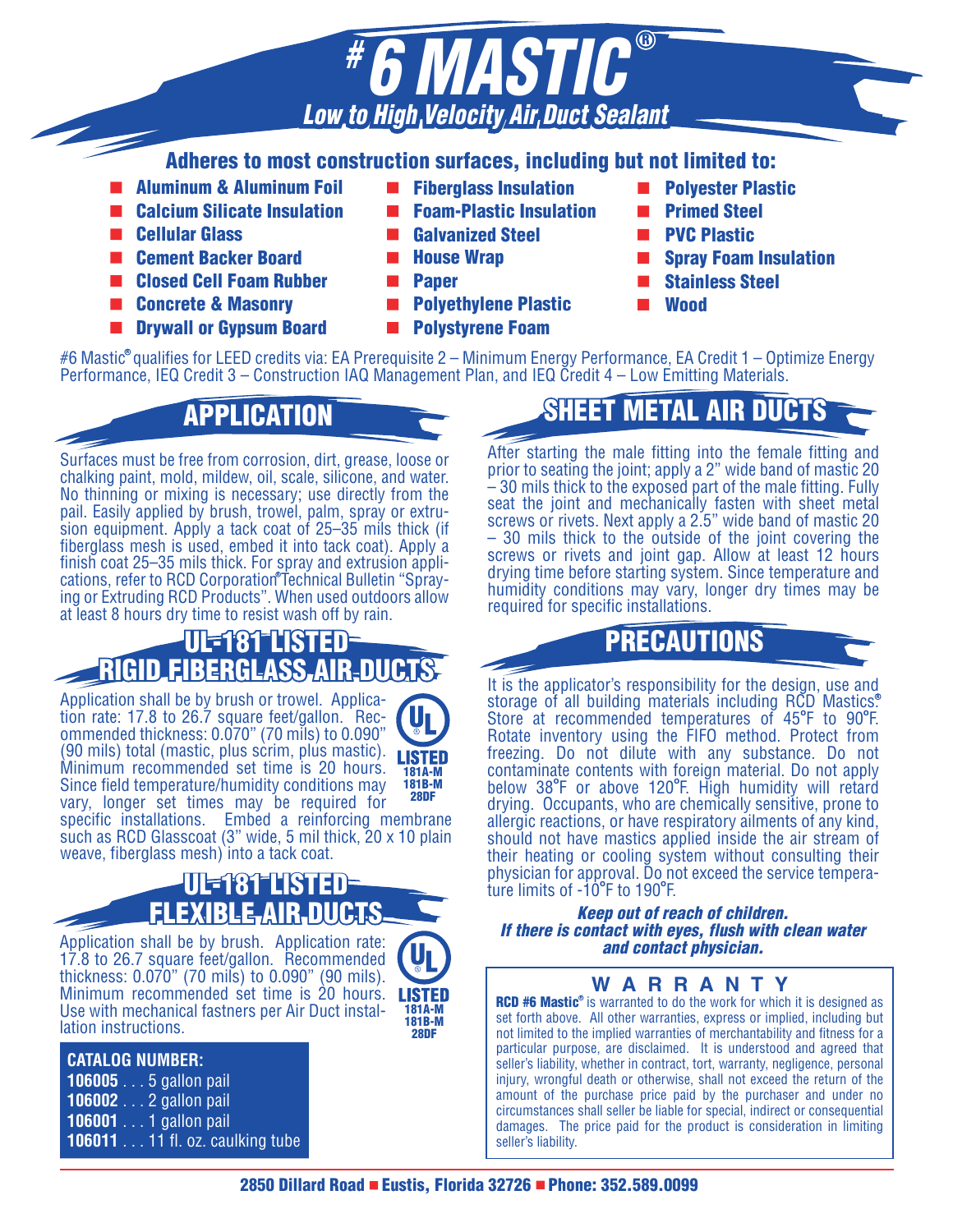# #6 MASTIC®

## *Low to High Velocity Air Duct Sealant*

### Adheres to most construction surfaces, including but not limited to:

- **Aluminum & Aluminum Foil**
- **Calcium Silicate Insulation**
- **Cellular Glass**
- **Cement Backer Board**
- **Closed Cell Foam Rubber**
- **Concrete & Masonry**
- **Drywall or Gypsum Board**
- **Fiberglass Insulation**
- **Foam-Plastic Insulation**
- **Galvanized Steel**
- **House Wrap**
- **Paper**
- **Polyethylene Plastic**
- **Polystyrene Foam**
- **Polyester Plastic**
- **Primed Steel**
- **PVC Plastic**
- **Spray Foam Insulation**
- **Stainless Steel**
- **Wood**

#6 Mastic® qualifies for LEED credits via: EA Prerequisite 2 – Minimum Energy Performance, EA Credit 1 – Optimize Energy Performance, IEQ Credit 3 – Construction IAQ Management Plan, and IEQ Credit 4 – Low Emitting Materials.

## APPLICATION

Surfaces must be free from corrosion, dirt, grease, loose or chalking paint, mold, mildew, oil, scale, silicone, and water. No thinning or mixing is necessary; use directly from the pail. Easily applied by brush, trowel, palm, spray or extrusion equipment. Apply a tack coat of 25–35 mils thick (if fiberglass mesh is used, embed it into tack coat). Apply a finish coat 25–35 mils thick. For spray and extrusion applications, refer to RCD Corporation® Technical Bulletin "Spraying or Extruding RCD Products". When used outdoors allow at least 8 hours dry time to resist wash off by rain.

## UL-181 LISTED RIGID FIBERGLASS AIR DUCTS

Application shall be by brush or trowel. Application rate: 17.8 to 26.7 square feet/gallon. Recommended thickness: 0.070" (70 mils) to 0.090" (90 mils) total (mastic, plus scrim, plus mastic). Minimum recommended set time is 20 hours. Since field temperature/humidity conditions may vary, longer set times may be required for specific installations. Embed a reinforcing membrane such as RCD Glasscoat (3" wide, 5 mil thick, 20 x 10 plain weave, fiberglass mesh) into a tack coat.

UL LISTED 181A-M 181B-M 28DF

## UL-181 LISTED FLEXIBLE AIR DUCTS

Application shall be by brush. Application rate: 17.8 to 26.7 square feet/gallon. Recommended thickness: 0.070" (70 mils) to 0.090" (90 mils). Minimum recommended set time is 20 hours. Use with mechanical fastners per Air Duct installation instructions.

UL LISTED 181A-M 181B-M 28DF

**CATALOG NUMBER:**
**106005** . . . 5 gallon pail
**106002** . . . 2 gallon pail
**106001** . . . 1 gallon pail
**106011** . . . 11 fl. oz. caulking tube

## SHEET METAL AIR DUCTS

After starting the male fitting into the female fitting and prior to seating the joint; apply a 2" wide band of mastic 20 – 30 mils thick to the exposed part of the male fitting. Fully seat the joint and mechanically fasten with sheet metal screws or rivets. Next apply a 2.5" wide band of mastic 20 – 30 mils thick to the outside of the joint covering the screws or rivets and joint gap. Allow at least 12 hours drying time before starting system. Since temperature and humidity conditions may vary, longer dry times may be required for specific installations.

## PRECAUTIONS

It is the applicator's responsibility for the design, use and storage of all building materials including RCD Mastics®. Store at recommended temperatures of 45°F to 90°F. Rotate inventory using the FIFO method. Protect from freezing. Do not dilute with any substance. Do not contaminate contents with foreign material. Do not apply below 38°F or above 120°F. High humidity will retard drying. Occupants, who are chemically sensitive, prone to allergic reactions, or have respiratory ailments of any kind, should not have mastics applied inside the air stream of their heating or cooling system without consulting their physician for approval. Do not exceed the service temperature limits of -10°F to 190°F.

***Keep out of reach of children.***
***If there is contact with eyes, flush with clean water and contact physician.***

### WARRANTY

**RCD #6 Mastic®** is warranted to do the work for which it is designed as set forth above. All other warranties, express or implied, including but not limited to the implied warranties of merchantability and fitness for a particular purpose, are disclaimed. It is understood and agreed that seller's liability, whether in contract, tort, warranty, negligence, personal injury, wrongful death or otherwise, shall not exceed the return of the amount of the purchase price paid by the purchaser and under no circumstances shall seller be liable for special, indirect or consequential damages. The price paid for the product is consideration in limiting seller's liability.

**2850 Dillard Road ■ Eustis, Florida 32726 ■ Phone: 352.589.0099**